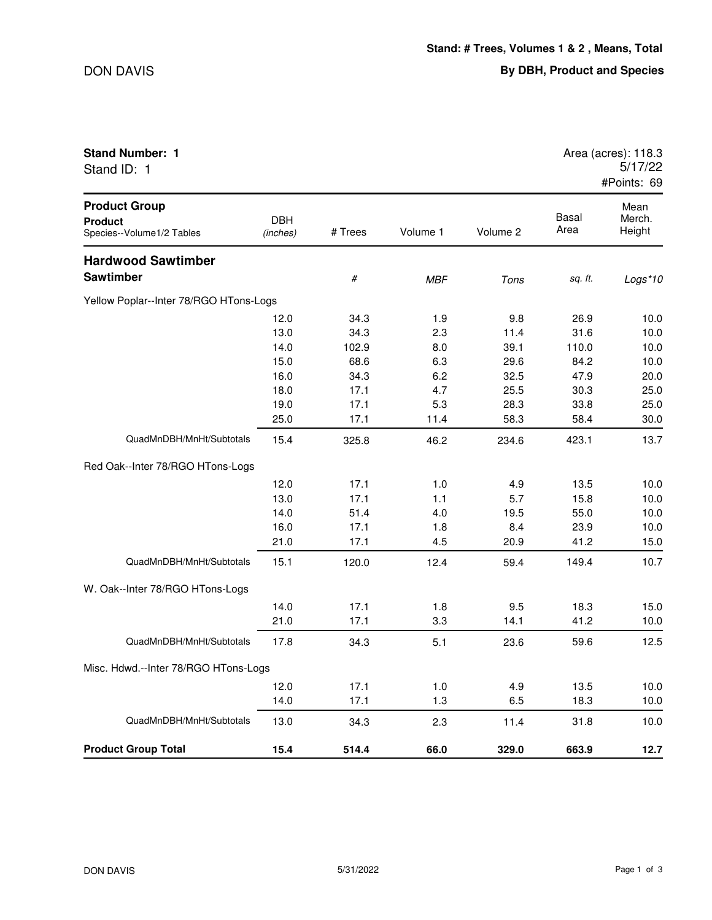**Stand: # Trees, Volumes 1 & 2 , Means, Total**

**By DBH, Product and Species**

DON DAVIS

**Stand Number: 1**
Stand ID: 1

Area (acres): 118.3
5/17/22
#Points: 69

| **Product Group** / **Product** / Species--Volume1/2 Tables | DBH *(inches)* | # Trees | Volume 1 | Volume 2 | Basal Area | Mean Merch. Height |
|---|---|---|---|---|---|---|
| **Hardwood Sawtimber** | | | | | | |
| **Sawtimber** | | *#* | *MBF* | *Tons* | *sq. ft.* | *Logs*10* |
| Yellow Poplar--Inter 78/RGO HTons-Logs | | | | | | |
| | 12.0 | 34.3 | 1.9 | 9.8 | 26.9 | 10.0 |
| | 13.0 | 34.3 | 2.3 | 11.4 | 31.6 | 10.0 |
| | 14.0 | 102.9 | 8.0 | 39.1 | 110.0 | 10.0 |
| | 15.0 | 68.6 | 6.3 | 29.6 | 84.2 | 10.0 |
| | 16.0 | 34.3 | 6.2 | 32.5 | 47.9 | 20.0 |
| | 18.0 | 17.1 | 4.7 | 25.5 | 30.3 | 25.0 |
| | 19.0 | 17.1 | 5.3 | 28.3 | 33.8 | 25.0 |
| | 25.0 | 17.1 | 11.4 | 58.3 | 58.4 | 30.0 |
| QuadMnDBH/MnHt/Subtotals | 15.4 | 325.8 | 46.2 | 234.6 | 423.1 | 13.7 |
| Red Oak--Inter 78/RGO HTons-Logs | | | | | | |
| | 12.0 | 17.1 | 1.0 | 4.9 | 13.5 | 10.0 |
| | 13.0 | 17.1 | 1.1 | 5.7 | 15.8 | 10.0 |
| | 14.0 | 51.4 | 4.0 | 19.5 | 55.0 | 10.0 |
| | 16.0 | 17.1 | 1.8 | 8.4 | 23.9 | 10.0 |
| | 21.0 | 17.1 | 4.5 | 20.9 | 41.2 | 15.0 |
| QuadMnDBH/MnHt/Subtotals | 15.1 | 120.0 | 12.4 | 59.4 | 149.4 | 10.7 |
| W. Oak--Inter 78/RGO HTons-Logs | | | | | | |
| | 14.0 | 17.1 | 1.8 | 9.5 | 18.3 | 15.0 |
| | 21.0 | 17.1 | 3.3 | 14.1 | 41.2 | 10.0 |
| QuadMnDBH/MnHt/Subtotals | 17.8 | 34.3 | 5.1 | 23.6 | 59.6 | 12.5 |
| Misc. Hdwd.--Inter 78/RGO HTons-Logs | | | | | | |
| | 12.0 | 17.1 | 1.0 | 4.9 | 13.5 | 10.0 |
| | 14.0 | 17.1 | 1.3 | 6.5 | 18.3 | 10.0 |
| QuadMnDBH/MnHt/Subtotals | 13.0 | 34.3 | 2.3 | 11.4 | 31.8 | 10.0 |
| **Product Group Total** | **15.4** | **514.4** | **66.0** | **329.0** | **663.9** | **12.7** |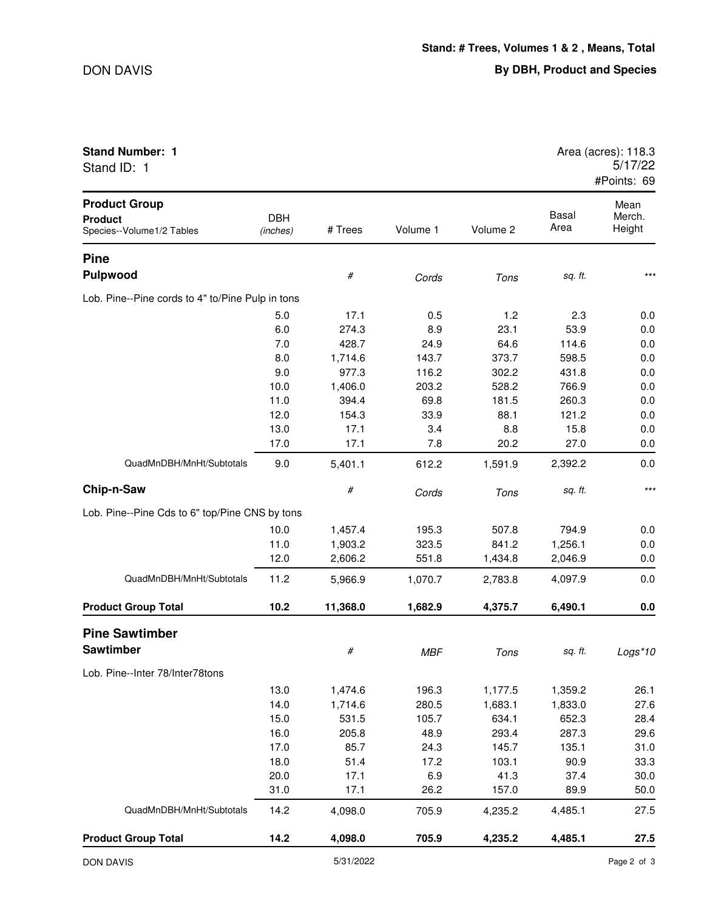DON DAVIS

**Stand: # Trees, Volumes 1 & 2 , Means, Total**

**By DBH, Product and Species**

**Stand Number: 1**
Stand ID: 1

Area (acres): 118.3
5/17/22
#Points: 69

| Product Group / Product / Species--Volume1/2 Tables | DBH *(inches)* | # Trees | Volume 1 | Volume 2 | Basal Area | Mean Merch. Height |
|---|---|---|---|---|---|---|
| **Pine** | | | | | | |
| **Pulpwood** | | *#* | *Cords* | *Tons* | *sq. ft.* | *** |
| Lob. Pine--Pine cords to 4" to/Pine Pulp in tons | | | | | | |
| | 5.0 | 17.1 | 0.5 | 1.2 | 2.3 | 0.0 |
| | 6.0 | 274.3 | 8.9 | 23.1 | 53.9 | 0.0 |
| | 7.0 | 428.7 | 24.9 | 64.6 | 114.6 | 0.0 |
| | 8.0 | 1,714.6 | 143.7 | 373.7 | 598.5 | 0.0 |
| | 9.0 | 977.3 | 116.2 | 302.2 | 431.8 | 0.0 |
| | 10.0 | 1,406.0 | 203.2 | 528.2 | 766.9 | 0.0 |
| | 11.0 | 394.4 | 69.8 | 181.5 | 260.3 | 0.0 |
| | 12.0 | 154.3 | 33.9 | 88.1 | 121.2 | 0.0 |
| | 13.0 | 17.1 | 3.4 | 8.8 | 15.8 | 0.0 |
| | 17.0 | 17.1 | 7.8 | 20.2 | 27.0 | 0.0 |
| QuadMnDBH/MnHt/Subtotals | 9.0 | 5,401.1 | 612.2 | 1,591.9 | 2,392.2 | 0.0 |
| **Chip-n-Saw** | | *#* | *Cords* | *Tons* | *sq. ft.* | *** |
| Lob. Pine--Pine Cds to 6" top/Pine CNS by tons | | | | | | |
| | 10.0 | 1,457.4 | 195.3 | 507.8 | 794.9 | 0.0 |
| | 11.0 | 1,903.2 | 323.5 | 841.2 | 1,256.1 | 0.0 |
| | 12.0 | 2,606.2 | 551.8 | 1,434.8 | 2,046.9 | 0.0 |
| QuadMnDBH/MnHt/Subtotals | 11.2 | 5,966.9 | 1,070.7 | 2,783.8 | 4,097.9 | 0.0 |
| **Product Group Total** | **10.2** | **11,368.0** | **1,682.9** | **4,375.7** | **6,490.1** | **0.0** |
| **Pine Sawtimber** | | | | | | |
| **Sawtimber** | | *#* | *MBF* | *Tons* | *sq. ft.* | *Logs*10* |
| Lob. Pine--Inter 78/Inter78tons | | | | | | |
| | 13.0 | 1,474.6 | 196.3 | 1,177.5 | 1,359.2 | 26.1 |
| | 14.0 | 1,714.6 | 280.5 | 1,683.1 | 1,833.0 | 27.6 |
| | 15.0 | 531.5 | 105.7 | 634.1 | 652.3 | 28.4 |
| | 16.0 | 205.8 | 48.9 | 293.4 | 287.3 | 29.6 |
| | 17.0 | 85.7 | 24.3 | 145.7 | 135.1 | 31.0 |
| | 18.0 | 51.4 | 17.2 | 103.1 | 90.9 | 33.3 |
| | 20.0 | 17.1 | 6.9 | 41.3 | 37.4 | 30.0 |
| | 31.0 | 17.1 | 26.2 | 157.0 | 89.9 | 50.0 |
| QuadMnDBH/MnHt/Subtotals | 14.2 | 4,098.0 | 705.9 | 4,235.2 | 4,485.1 | 27.5 |
| **Product Group Total** | **14.2** | **4,098.0** | **705.9** | **4,235.2** | **4,485.1** | **27.5** |

DON DAVIS 5/31/2022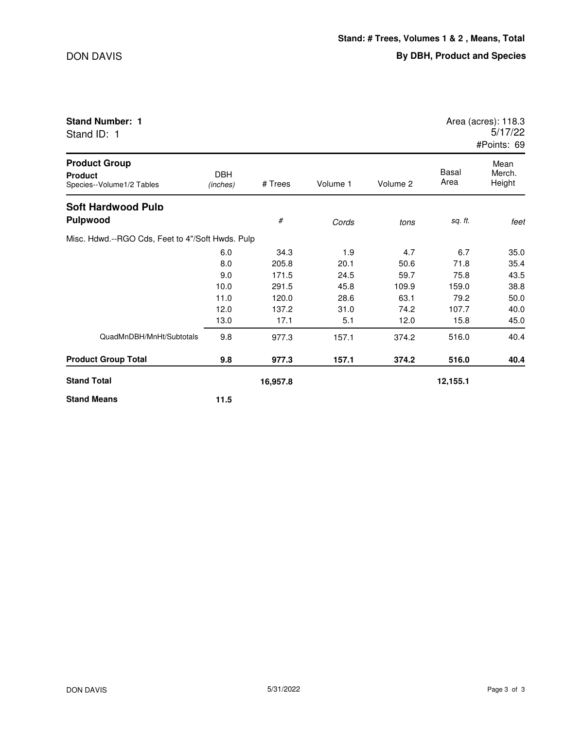**Stand: # Trees, Volumes 1 & 2 , Means, Total**

**By DBH, Product and Species**

DON DAVIS

**Stand Number: 1**
Stand ID: 1

Area (acres): 118.3
5/17/22
#Points: 69

| **Product Group** / **Product** / Species--Volume1/2 Tables | DBH *(inches)* | # Trees | Volume 1 | Volume 2 | Basal Area | Mean Merch. Height |
|---|---|---|---|---|---|---|
| **Soft Hardwood Pulp** | | | | | | |
| **Pulpwood** | | *#* | *Cords* | *tons* | *sq. ft.* | *feet* |
| Misc. Hdwd.--RGO Cds, Feet to 4"/Soft Hwds. Pulp | | | | | | |
| | 6.0 | 34.3 | 1.9 | 4.7 | 6.7 | 35.0 |
| | 8.0 | 205.8 | 20.1 | 50.6 | 71.8 | 35.4 |
| | 9.0 | 171.5 | 24.5 | 59.7 | 75.8 | 43.5 |
| | 10.0 | 291.5 | 45.8 | 109.9 | 159.0 | 38.8 |
| | 11.0 | 120.0 | 28.6 | 63.1 | 79.2 | 50.0 |
| | 12.0 | 137.2 | 31.0 | 74.2 | 107.7 | 40.0 |
| | 13.0 | 17.1 | 5.1 | 12.0 | 15.8 | 45.0 |
| QuadMnDBH/MnHt/Subtotals | 9.8 | 977.3 | 157.1 | 374.2 | 516.0 | 40.4 |
| **Product Group Total** | **9.8** | **977.3** | **157.1** | **374.2** | **516.0** | **40.4** |
| **Stand Total** | | **16,957.8** | | | **12,155.1** | |
| **Stand Means** | **11.5** | | | | | |